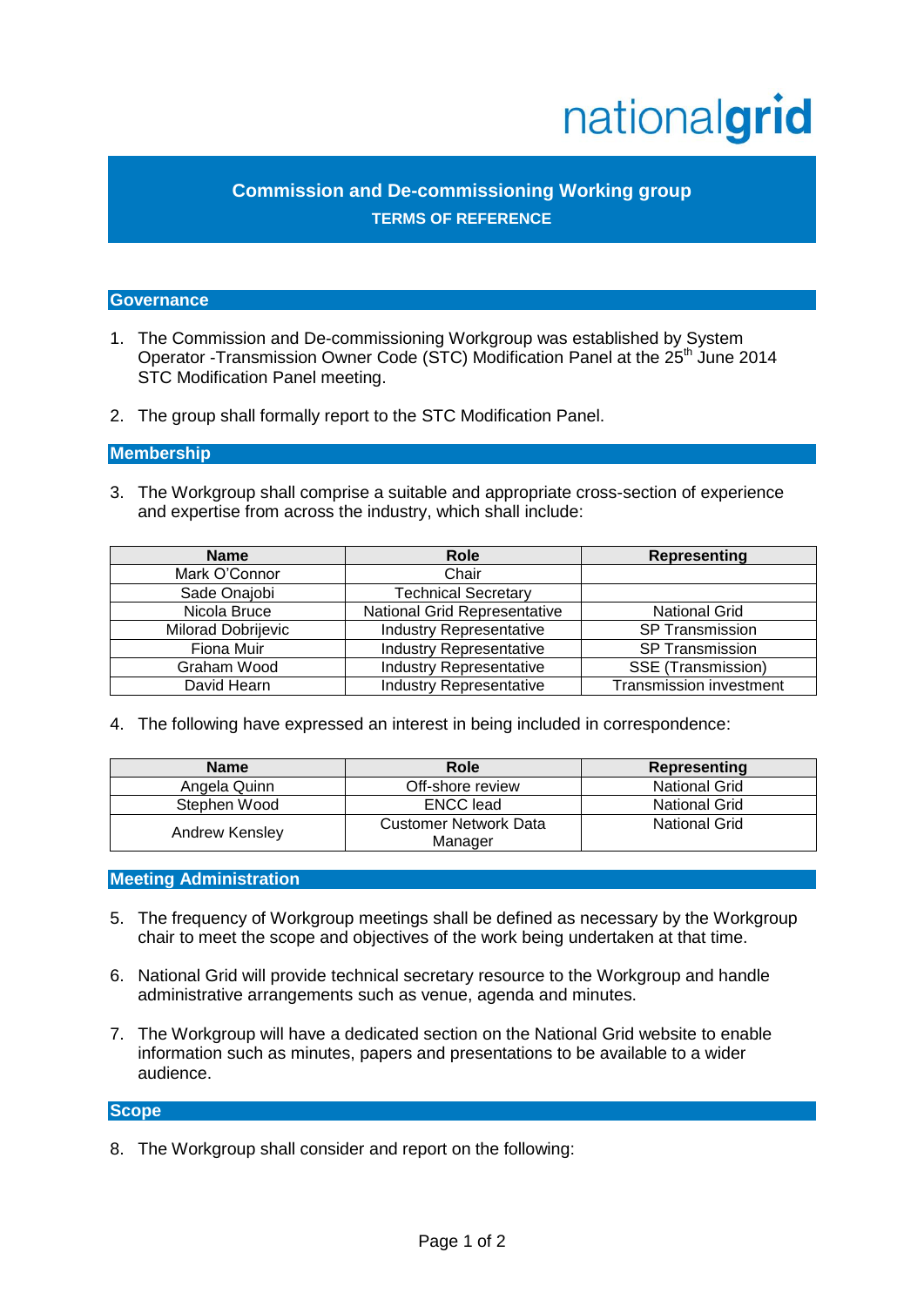nationalgrid

# Commission and De-commissioning Working group

## TERMS OF REFERENCE

### Governance

1. The Commission and De-commissioning Workgroup was established by System Operator -Transmission Owner Code (STC) Modification Panel at the 25th June 2014 STC Modification Panel meeting.

2. The group shall formally report to the STC Modification Panel.

### Membership

3. The Workgroup shall comprise a suitable and appropriate cross-section of experience and expertise from across the industry, which shall include:

| Name | Role | Representing |
|---|---|---|
| Mark O'Connor | Chair | |
| Sade Onajobi | Technical Secretary | |
| Nicola Bruce | National Grid Representative | National Grid |
| Milorad Dobrijevic | Industry Representative | SP Transmission |
| Fiona Muir | Industry Representative | SP Transmission |
| Graham Wood | Industry Representative | SSE (Transmission) |
| David Hearn | Industry Representative | Transmission investment |

4. The following have expressed an interest in being included in correspondence:

| Name | Role | Representing |
|---|---|---|
| Angela Quinn | Off-shore review | National Grid |
| Stephen Wood | ENCC lead | National Grid |
| Andrew Kensley | Customer Network Data Manager | National Grid |

### Meeting Administration

5. The frequency of Workgroup meetings shall be defined as necessary by the Workgroup chair to meet the scope and objectives of the work being undertaken at that time.

6. National Grid will provide technical secretary resource to the Workgroup and handle administrative arrangements such as venue, agenda and minutes.

7. The Workgroup will have a dedicated section on the National Grid website to enable information such as minutes, papers and presentations to be available to a wider audience.

### Scope

8. The Workgroup shall consider and report on the following: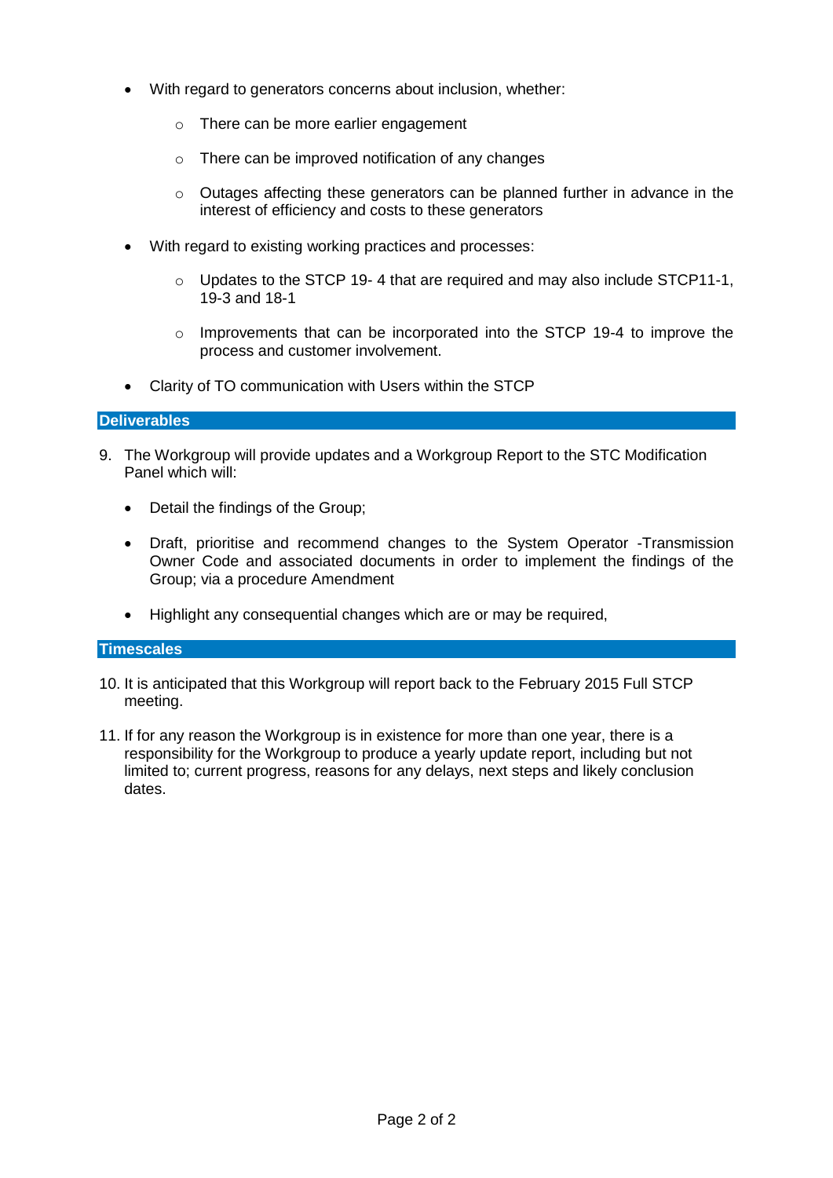- With regard to generators concerns about inclusion, whether:
    - There can be more earlier engagement
    - There can be improved notification of any changes
    - Outages affecting these generators can be planned further in advance in the interest of efficiency and costs to these generators
- With regard to existing working practices and processes:
    - Updates to the STCP 19- 4 that are required and may also include STCP11-1, 19-3 and 18-1
    - Improvements that can be incorporated into the STCP 19-4 to improve the process and customer involvement.
- Clarity of TO communication with Users within the STCP

## Deliverables

9. The Workgroup will provide updates and a Workgroup Report to the STC Modification Panel which will:

    - Detail the findings of the Group;
    - Draft, prioritise and recommend changes to the System Operator -Transmission Owner Code and associated documents in order to implement the findings of the Group; via a procedure Amendment
    - Highlight any consequential changes which are or may be required,

## Timescales

10. It is anticipated that this Workgroup will report back to the February 2015 Full STCP meeting.

11. If for any reason the Workgroup is in existence for more than one year, there is a responsibility for the Workgroup to produce a yearly update report, including but not limited to; current progress, reasons for any delays, next steps and likely conclusion dates.